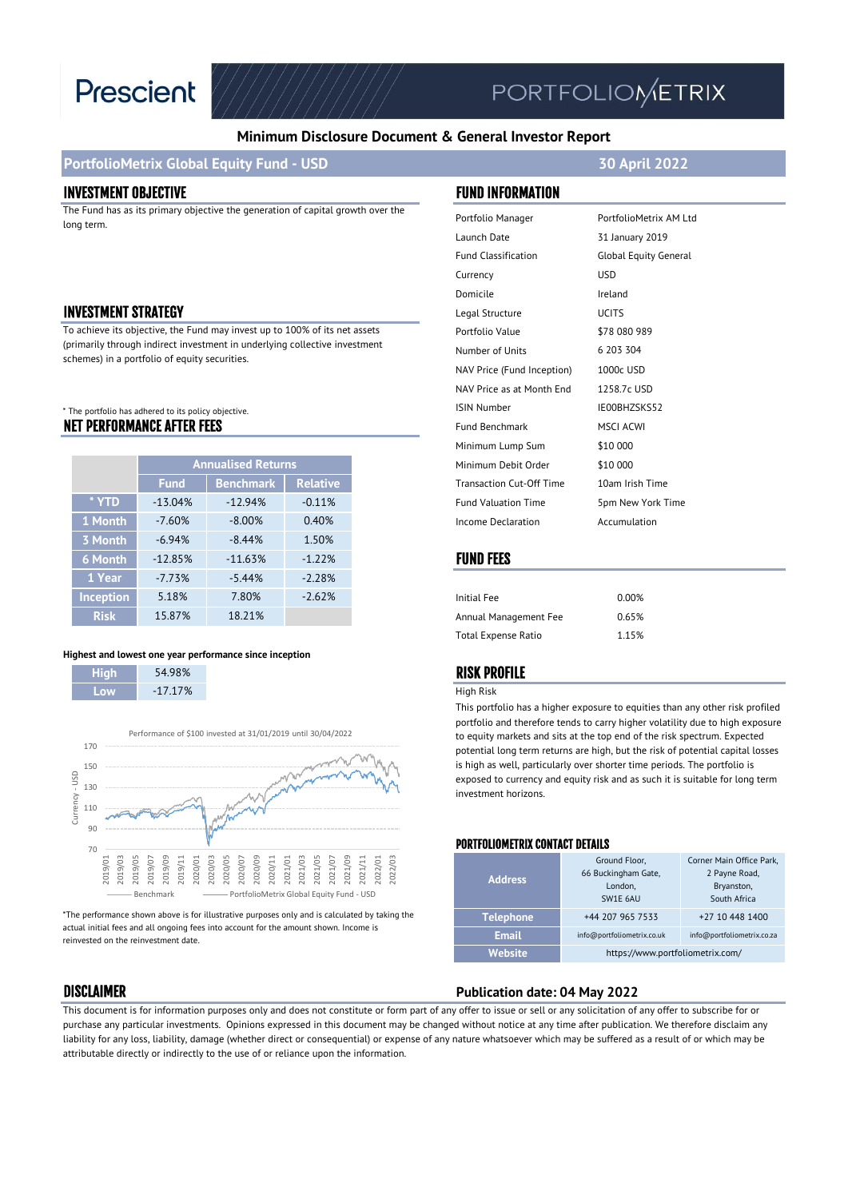Prescient PORTFOLIOMETRIX

## Minimum Disclosure Document & General Investor Report

## PortfolioMetrix Global Equity Fund - USD

**30 April 2022**

### INVESTMENT OBJECTIVE

The Fund has as its primary objective the generation of capital growth over the long term.

### INVESTMENT STRATEGY

To achieve its objective, the Fund may invest up to 100% of its net assets (primarily through indirect investment in underlying collective investment schemes) in a portfolio of equity securities.

* The portfolio has adhered to its policy objective.

### NET PERFORMANCE AFTER FEES

| | Annualised Returns | | |
|---|---|---|---|
| | Fund | Benchmark | Relative |
| * YTD | -13.04% | -12.94% | -0.11% |
| 1 Month | -7.60% | -8.00% | 0.40% |
| 3 Month | -6.94% | -8.44% | 1.50% |
| 6 Month | -12.85% | -11.63% | -1.22% |
| 1 Year | -7.73% | -5.44% | -2.28% |
| Inception | 5.18% | 7.80% | -2.62% |
| Risk | 15.87% | 18.21% | |

**Highest and lowest one year performance since inception**

| | |
|---|---|
| High | 54.98% |
| Low | -17.17% |

Performance of $100 invested at 31/01/2019 until 30/04/2022

Benchmark — PortfolioMetrix Global Equity Fund - USD

*The performance shown above is for illustrative purposes only and is calculated by taking the actual initial fees and all ongoing fees into account for the amount shown. Income is reinvested on the reinvestment date.

### FUND INFORMATION

| | |
|---|---|
| Portfolio Manager | PortfolioMetrix AM Ltd |
| Launch Date | 31 January 2019 |
| Fund Classification | Global Equity General |
| Currency | USD |
| Domicile | Ireland |
| Legal Structure | UCITS |
| Portfolio Value | $78 080 989 |
| Number of Units | 6 203 304 |
| NAV Price (Fund Inception) | 1000c USD |
| NAV Price as at Month End | 1258.7c USD |
| ISIN Number | IE00BHZSKS52 |
| Fund Benchmark | MSCI ACWI |
| Minimum Lump Sum | $10 000 |
| Minimum Debit Order | $10 000 |
| Transaction Cut-Off Time | 10am Irish Time |
| Fund Valuation Time | 5pm New York Time |
| Income Declaration | Accumulation |

### FUND FEES

| | |
|---|---|
| Initial Fee | 0.00% |
| Annual Management Fee | 0.65% |
| Total Expense Ratio | 1.15% |

### RISK PROFILE

High Risk

This portfolio has a higher exposure to equities than any other risk profiled portfolio and therefore tends to carry higher volatility due to high exposure to equity markets and sits at the top end of the risk spectrum. Expected potential long term returns are high, but the risk of potential capital losses is high as well, particularly over shorter time periods. The portfolio is exposed to currency and equity risk and as such it is suitable for long term investment horizons.

### PORTFOLIOMETRIX CONTACT DETAILS

| | | |
|---|---|---|
| Address | Ground Floor, 66 Buckingham Gate, London, SW1E 6AU | Corner Main Office Park, 2 Payne Road, Bryanston, South Africa |
| Telephone | +44 207 965 7533 | +27 10 448 1400 |
| Email | info@portfoliometrix.co.uk | info@portfoliometrix.co.za |
| Website | https://www.portfoliometrix.com/ | |

### DISCLAIMER

**Publication date: 04 May 2022**

This document is for information purposes only and does not constitute or form part of any offer to issue or sell or any solicitation of any offer to subscribe for or purchase any particular investments. Opinions expressed in this document may be changed without notice at any time after publication. We therefore disclaim any liability for any loss, liability, damage (whether direct or consequential) or expense of any nature whatsoever which may be suffered as a result of or which may be attributable directly or indirectly to the use of or reliance upon the information.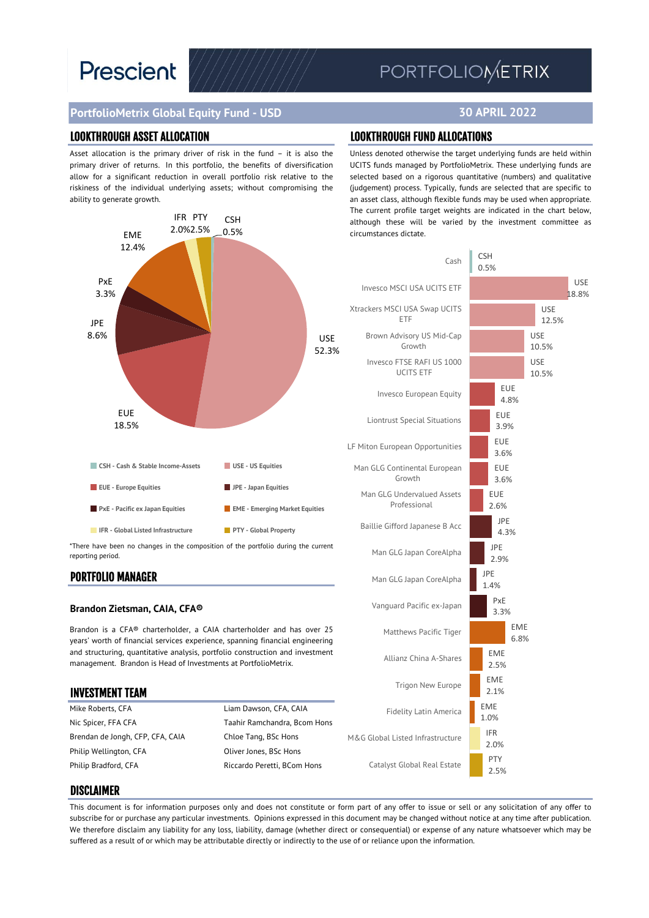# PortfolioMetrix Global Equity Fund - USD

**30 APRIL 2022**

## LOOKTHROUGH ASSET ALLOCATION

Asset allocation is the primary driver of risk in the fund – it is also the primary driver of returns. In this portfolio, the benefits of diversification allow for a significant reduction in overall portfolio risk relative to the riskiness of the individual underlying assets; without compromising the ability to generate growth.

| Asset Class | Allocation |
|---|---|
| CSH - Cash & Stable Income-Assets | 0.5% |
| USE - US Equities | 52.3% |
| EUE - Europe Equities | 18.5% |
| JPE - Japan Equities | 8.6% |
| PxE - Pacific ex Japan Equities | 3.3% |
| EME - Emerging Market Equities | 12.4% |
| IFR - Global Listed Infrastructure | 2.0% |
| PTY - Global Property | 2.5% |

*There have been no changes in the composition of the portfolio during the current reporting period.

## PORTFOLIO MANAGER

**Brandon Zietsman, CAIA, CFA®**

Brandon is a CFA® charterholder, a CAIA charterholder and has over 25 years' worth of financial services experience, spanning financial engineering and structuring, quantitative analysis, portfolio construction and investment management. Brandon is Head of Investments at PortfolioMetrix.

## INVESTMENT TEAM

| | |
|---|---|
| Mike Roberts, CFA | Liam Dawson, CFA, CAIA |
| Nic Spicer, FFA CFA | Taahir Ramchandra, Bcom Hons |
| Brendan de Jongh, CFP, CFA, CAIA | Chloe Tang, BSc Hons |
| Philip Wellington, CFA | Oliver Jones, BSc Hons |
| Philip Bradford, CFA | Riccardo Peretti, BCom Hons |

## LOOKTHROUGH FUND ALLOCATIONS

Unless denoted otherwise the target underlying funds are held within UCITS funds managed by PortfolioMetrix. These underlying funds are selected based on a rigorous quantitative (numbers) and qualitative (judgement) process. Typically, funds are selected that are specific to an asset class, although flexible funds may be used when appropriate. The current profile target weights are indicated in the chart below, although these will be varied by the investment committee as circumstances dictate.

| Fund | Asset Class | Weight |
|---|---|---|
| Cash | CSH | 0.5% |
| Invesco MSCI USA UCITS ETF | USE | 18.8% |
| Xtrackers MSCI USA Swap UCITS ETF | USE | 12.5% |
| Brown Advisory US Mid-Cap Growth | USE | 10.5% |
| Invesco FTSE RAFI US 1000 UCITS ETF | USE | 10.5% |
| Invesco European Equity | EUE | 4.8% |
| Liontrust Special Situations | EUE | 3.9% |
| LF Miton European Opportunities | EUE | 3.6% |
| Man GLG Continental European Growth | EUE | 3.6% |
| Man GLG Undervalued Assets Professional | EUE | 2.6% |
| Baillie Gifford Japanese B Acc | JPE | 4.3% |
| Man GLG Japan CoreAlpha | JPE | 2.9% |
| Man GLG Japan CoreAlpha | JPE | 1.4% |
| Vanguard Pacific ex-Japan | PxE | 3.3% |
| Matthews Pacific Tiger | EME | 6.8% |
| Allianz China A-Shares | EME | 2.5% |
| Trigon New Europe | EME | 2.1% |
| Fidelity Latin America | EME | 1.0% |
| M&G Global Listed Infrastructure | IFR | 2.0% |
| Catalyst Global Real Estate | PTY | 2.5% |

## DISCLAIMER

This document is for information purposes only and does not constitute or form part of any offer to issue or sell or any solicitation of any offer to subscribe for or purchase any particular investments. Opinions expressed in this document may be changed without notice at any time after publication. We therefore disclaim any liability for any loss, liability, damage (whether direct or consequential) or expense of any nature whatsoever which may be suffered as a result of or which may be attributable directly or indirectly to the use of or reliance upon the information.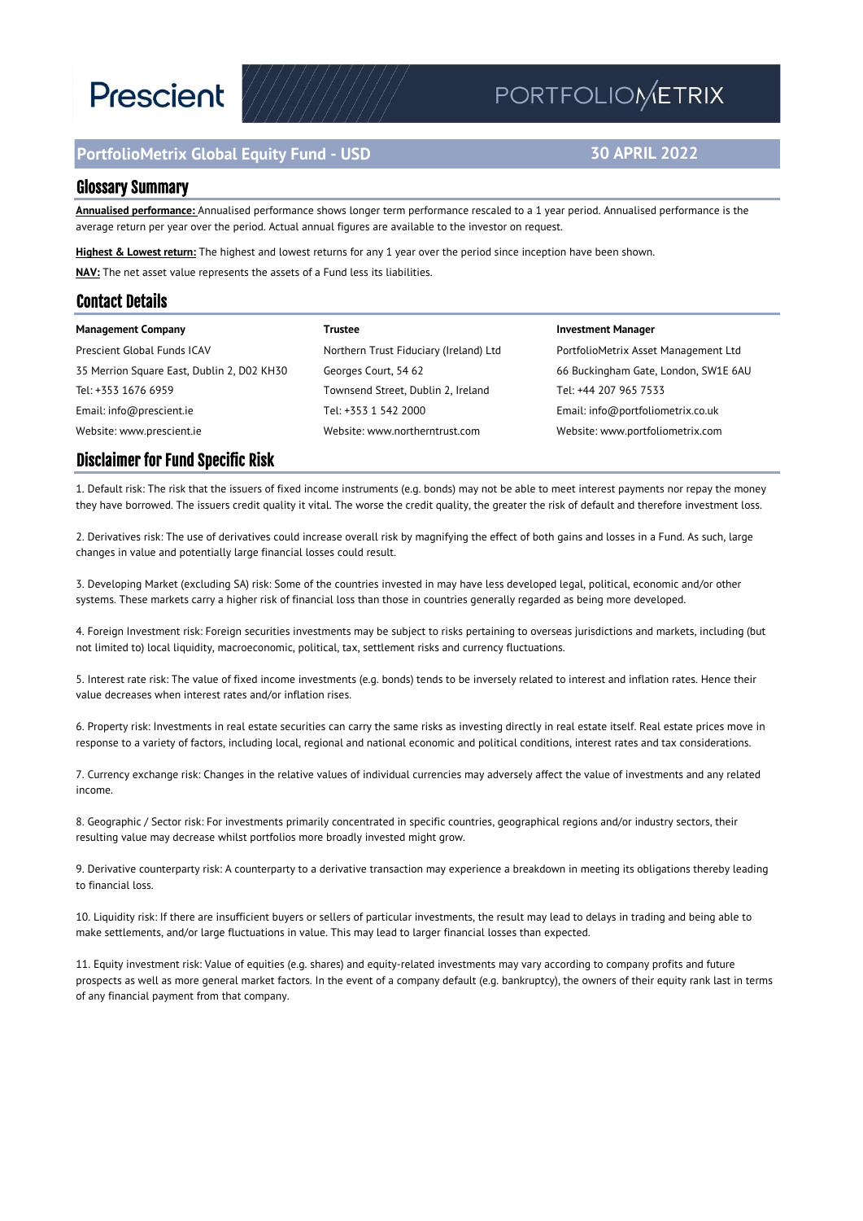Prescient | PORTFOLIOMETRIX

## PortfolioMetrix Global Equity Fund - USD

**30 APRIL 2022**

## Glossary Summary

**Annualised performance:** Annualised performance shows longer term performance rescaled to a 1 year period. Annualised performance is the average return per year over the period. Actual annual figures are available to the investor on request.

**Highest & Lowest return:** The highest and lowest returns for any 1 year over the period since inception have been shown.

**NAV:** The net asset value represents the assets of a Fund less its liabilities.

## Contact Details

| Management Company | Trustee | Investment Manager |
|---|---|---|
| Prescient Global Funds ICAV | Northern Trust Fiduciary (Ireland) Ltd | PortfolioMetrix Asset Management Ltd |
| 35 Merrion Square East, Dublin 2, D02 KH30 | Georges Court, 54 62 | 66 Buckingham Gate, London, SW1E 6AU |
| Tel: +353 1676 6959 | Townsend Street, Dublin 2, Ireland | Tel: +44 207 965 7533 |
| Email: info@prescient.ie | Tel: +353 1 542 2000 | Email: info@portfoliometrix.co.uk |
| Website: www.prescient.ie | Website: www.northerntrust.com | Website: www.portfoliometrix.com |

## Disclaimer for Fund Specific Risk

1. Default risk: The risk that the issuers of fixed income instruments (e.g. bonds) may not be able to meet interest payments nor repay the money they have borrowed. The issuers credit quality it vital. The worse the credit quality, the greater the risk of default and therefore investment loss.

2. Derivatives risk: The use of derivatives could increase overall risk by magnifying the effect of both gains and losses in a Fund. As such, large changes in value and potentially large financial losses could result.

3. Developing Market (excluding SA) risk: Some of the countries invested in may have less developed legal, political, economic and/or other systems. These markets carry a higher risk of financial loss than those in countries generally regarded as being more developed.

4. Foreign Investment risk: Foreign securities investments may be subject to risks pertaining to overseas jurisdictions and markets, including (but not limited to) local liquidity, macroeconomic, political, tax, settlement risks and currency fluctuations.

5. Interest rate risk: The value of fixed income investments (e.g. bonds) tends to be inversely related to interest and inflation rates. Hence their value decreases when interest rates and/or inflation rises.

6. Property risk: Investments in real estate securities can carry the same risks as investing directly in real estate itself. Real estate prices move in response to a variety of factors, including local, regional and national economic and political conditions, interest rates and tax considerations.

7. Currency exchange risk: Changes in the relative values of individual currencies may adversely affect the value of investments and any related income.

8. Geographic / Sector risk: For investments primarily concentrated in specific countries, geographical regions and/or industry sectors, their resulting value may decrease whilst portfolios more broadly invested might grow.

9. Derivative counterparty risk: A counterparty to a derivative transaction may experience a breakdown in meeting its obligations thereby leading to financial loss.

10. Liquidity risk: If there are insufficient buyers or sellers of particular investments, the result may lead to delays in trading and being able to make settlements, and/or large fluctuations in value. This may lead to larger financial losses than expected.

11. Equity investment risk: Value of equities (e.g. shares) and equity-related investments may vary according to company profits and future prospects as well as more general market factors. In the event of a company default (e.g. bankruptcy), the owners of their equity rank last in terms of any financial payment from that company.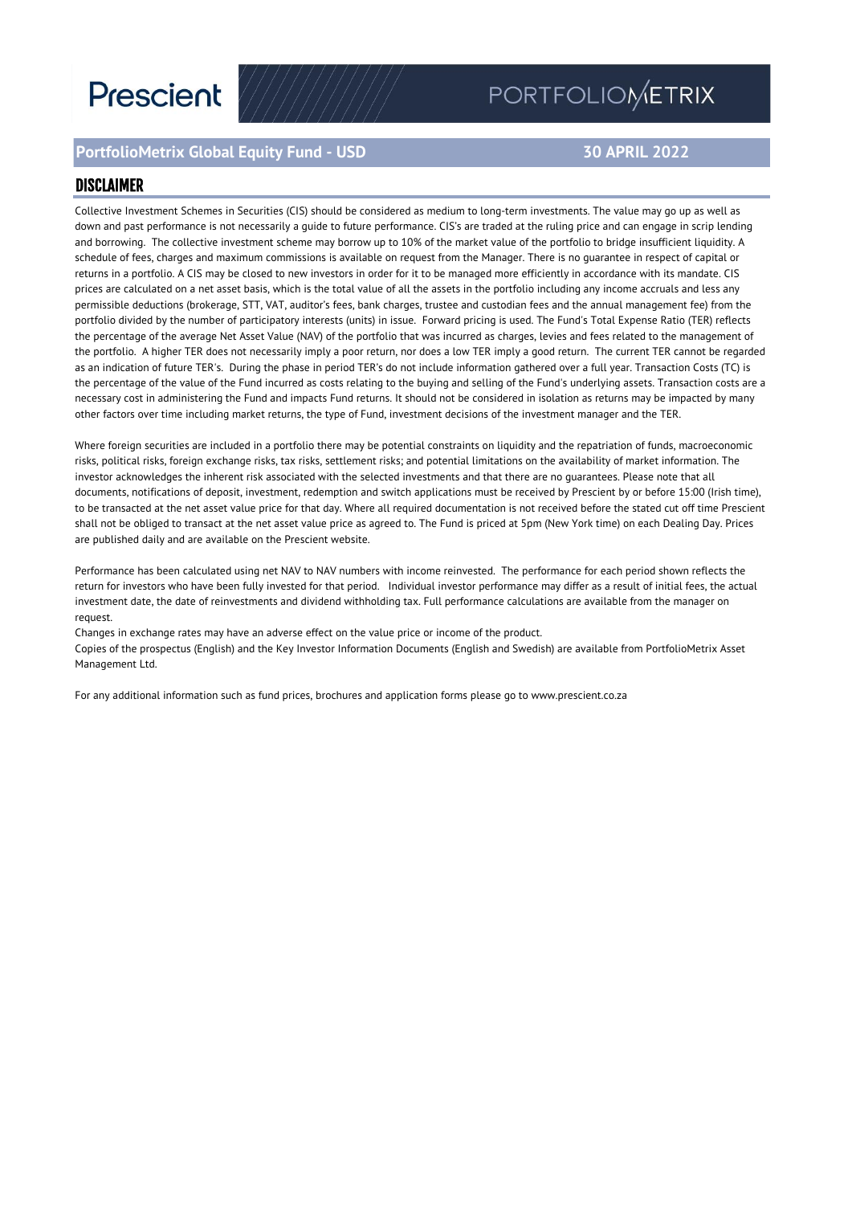# PortfolioMetrix Global Equity Fund - USD

**30 APRIL 2022**

## DISCLAIMER

Collective Investment Schemes in Securities (CIS) should be considered as medium to long-term investments. The value may go up as well as down and past performance is not necessarily a guide to future performance. CIS's are traded at the ruling price and can engage in scrip lending and borrowing. The collective investment scheme may borrow up to 10% of the market value of the portfolio to bridge insufficient liquidity. A schedule of fees, charges and maximum commissions is available on request from the Manager. There is no guarantee in respect of capital or returns in a portfolio. A CIS may be closed to new investors in order for it to be managed more efficiently in accordance with its mandate. CIS prices are calculated on a net asset basis, which is the total value of all the assets in the portfolio including any income accruals and less any permissible deductions (brokerage, STT, VAT, auditor's fees, bank charges, trustee and custodian fees and the annual management fee) from the portfolio divided by the number of participatory interests (units) in issue. Forward pricing is used. The Fund's Total Expense Ratio (TER) reflects the percentage of the average Net Asset Value (NAV) of the portfolio that was incurred as charges, levies and fees related to the management of the portfolio. A higher TER does not necessarily imply a poor return, nor does a low TER imply a good return. The current TER cannot be regarded as an indication of future TER's. During the phase in period TER's do not include information gathered over a full year. Transaction Costs (TC) is the percentage of the value of the Fund incurred as costs relating to the buying and selling of the Fund's underlying assets. Transaction costs are a necessary cost in administering the Fund and impacts Fund returns. It should not be considered in isolation as returns may be impacted by many other factors over time including market returns, the type of Fund, investment decisions of the investment manager and the TER.

Where foreign securities are included in a portfolio there may be potential constraints on liquidity and the repatriation of funds, macroeconomic risks, political risks, foreign exchange risks, tax risks, settlement risks; and potential limitations on the availability of market information. The investor acknowledges the inherent risk associated with the selected investments and that there are no guarantees. Please note that all documents, notifications of deposit, investment, redemption and switch applications must be received by Prescient by or before 15:00 (Irish time), to be transacted at the net asset value price for that day. Where all required documentation is not received before the stated cut off time Prescient shall not be obliged to transact at the net asset value price as agreed to. The Fund is priced at 5pm (New York time) on each Dealing Day. Prices are published daily and are available on the Prescient website.

Performance has been calculated using net NAV to NAV numbers with income reinvested. The performance for each period shown reflects the return for investors who have been fully invested for that period. Individual investor performance may differ as a result of initial fees, the actual investment date, the date of reinvestments and dividend withholding tax. Full performance calculations are available from the manager on request.

Changes in exchange rates may have an adverse effect on the value price or income of the product.

Copies of the prospectus (English) and the Key Investor Information Documents (English and Swedish) are available from PortfolioMetrix Asset Management Ltd.

For any additional information such as fund prices, brochures and application forms please go to www.prescient.co.za